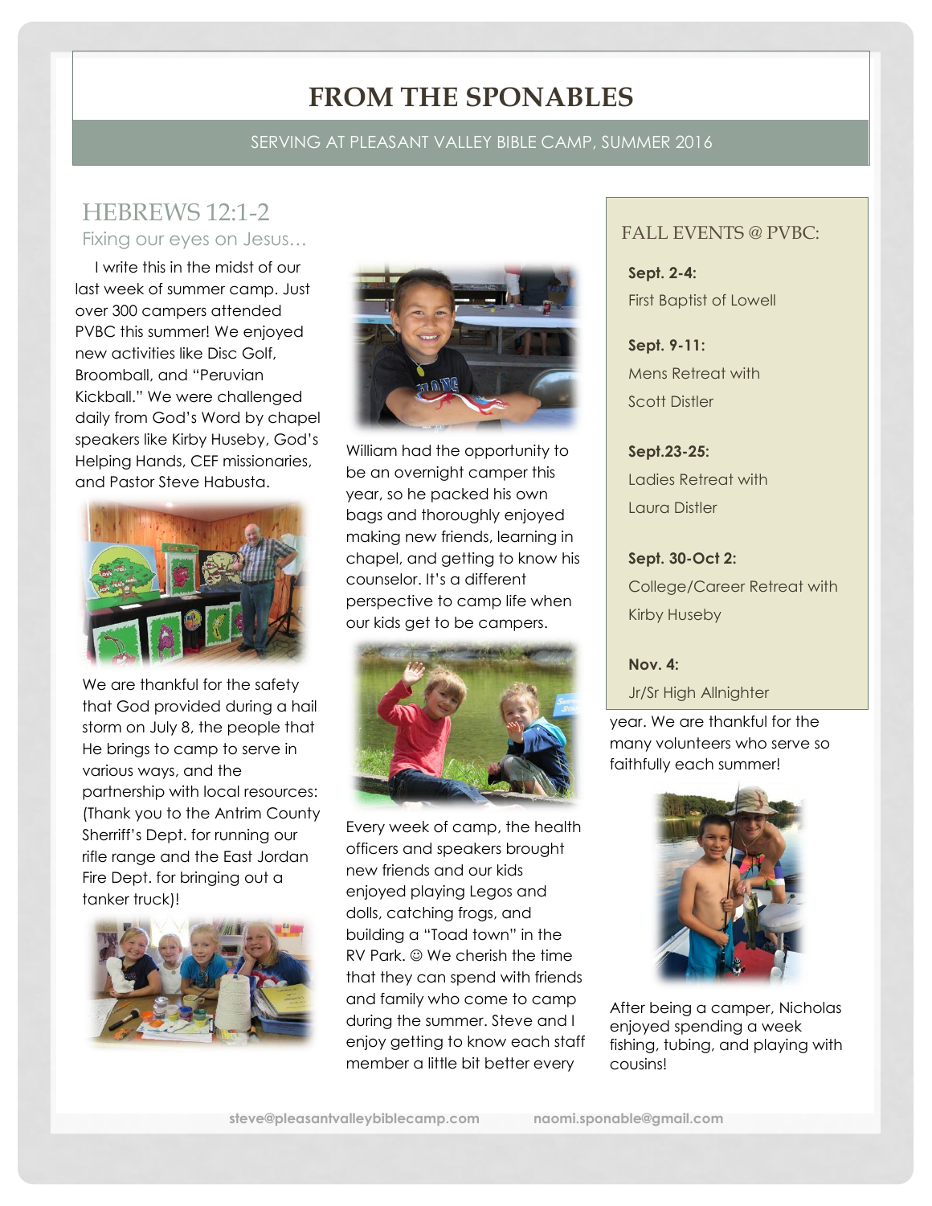# FROM THE SPONABLES

SERVING AT PLEASANT VALLEY BIBLE CAMP, SUMMER 2016

## HEBREWS 12:1-2

Fixing our eyes on Jesus…

I write this in the midst of our last week of summer camp. Just over 300 campers attended PVBC this summer! We enjoyed new activities like Disc Golf, Broomball, and "Peruvian Kickball." We were challenged daily from God's Word by chapel speakers like Kirby Huseby, God's Helping Hands, CEF missionaries, and Pastor Steve Habusta.

We are thankful for the safety that God provided during a hail storm on July 8, the people that He brings to camp to serve in various ways, and the partnership with local resources: (Thank you to the Antrim County Sherriff's Dept. for running our rifle range and the East Jordan Fire Dept. for bringing out a tanker truck)!

William had the opportunity to be an overnight camper this year, so he packed his own bags and thoroughly enjoyed making new friends, learning in chapel, and getting to know his counselor. It's a different perspective to camp life when our kids get to be campers.

Every week of camp, the health officers and speakers brought new friends and our kids enjoyed playing Legos and dolls, catching frogs, and building a "Toad town" in the RV Park. ☺ We cherish the time that they can spend with friends and family who come to camp during the summer. Steve and I enjoy getting to know each staff member a little bit better every year. We are thankful for the many volunteers who serve so faithfully each summer!

### FALL EVENTS @ PVBC:

**Sept. 2-4:**
First Baptist of Lowell

**Sept. 9-11:**
Mens Retreat with Scott Distler

**Sept.23-25:**
Ladies Retreat with Laura Distler

**Sept. 30-Oct 2:**
College/Career Retreat with Kirby Huseby

**Nov. 4:**
Jr/Sr High Allnighter

After being a camper, Nicholas enjoyed spending a week fishing, tubing, and playing with cousins!

steve@pleasantvalleybiblecamp.com naomi.sponable@gmail.com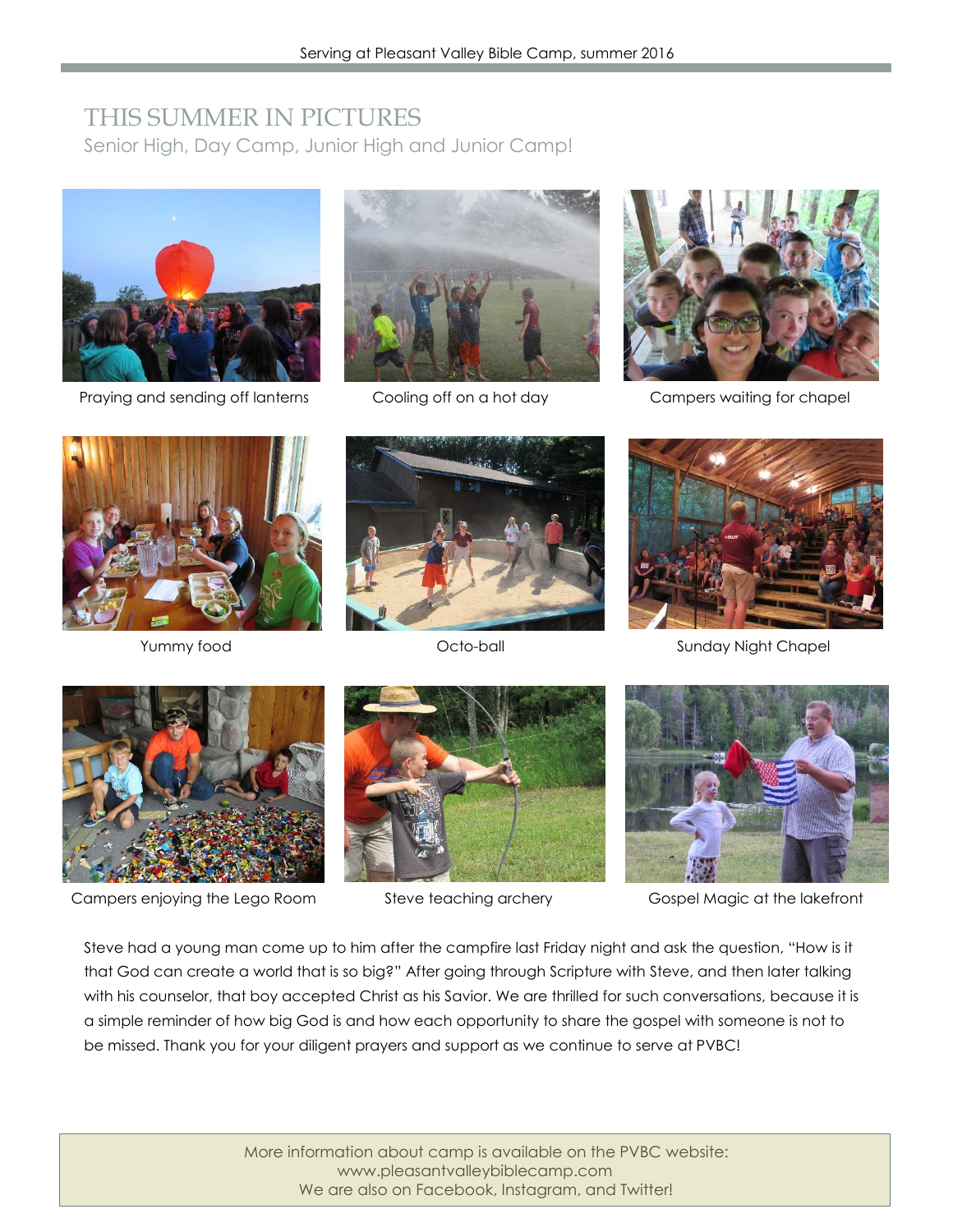# THIS SUMMER IN PICTURES

Senior High, Day Camp, Junior High and Junior Camp!

Praying and sending off lanterns

Cooling off on a hot day

Campers waiting for chapel

Yummy food

Octo-ball

Sunday Night Chapel

Campers enjoying the Lego Room

Steve teaching archery

Gospel Magic at the lakefront

Steve had a young man come up to him after the campfire last Friday night and ask the question, "How is it that God can create a world that is so big?" After going through Scripture with Steve, and then later talking with his counselor, that boy accepted Christ as his Savior. We are thrilled for such conversations, because it is a simple reminder of how big God is and how each opportunity to share the gospel with someone is not to be missed. Thank you for your diligent prayers and support as we continue to serve at PVBC!

More information about camp is available on the PVBC website:
www.pleasantvalleybiblecamp.com
We are also on Facebook, Instagram, and Twitter!